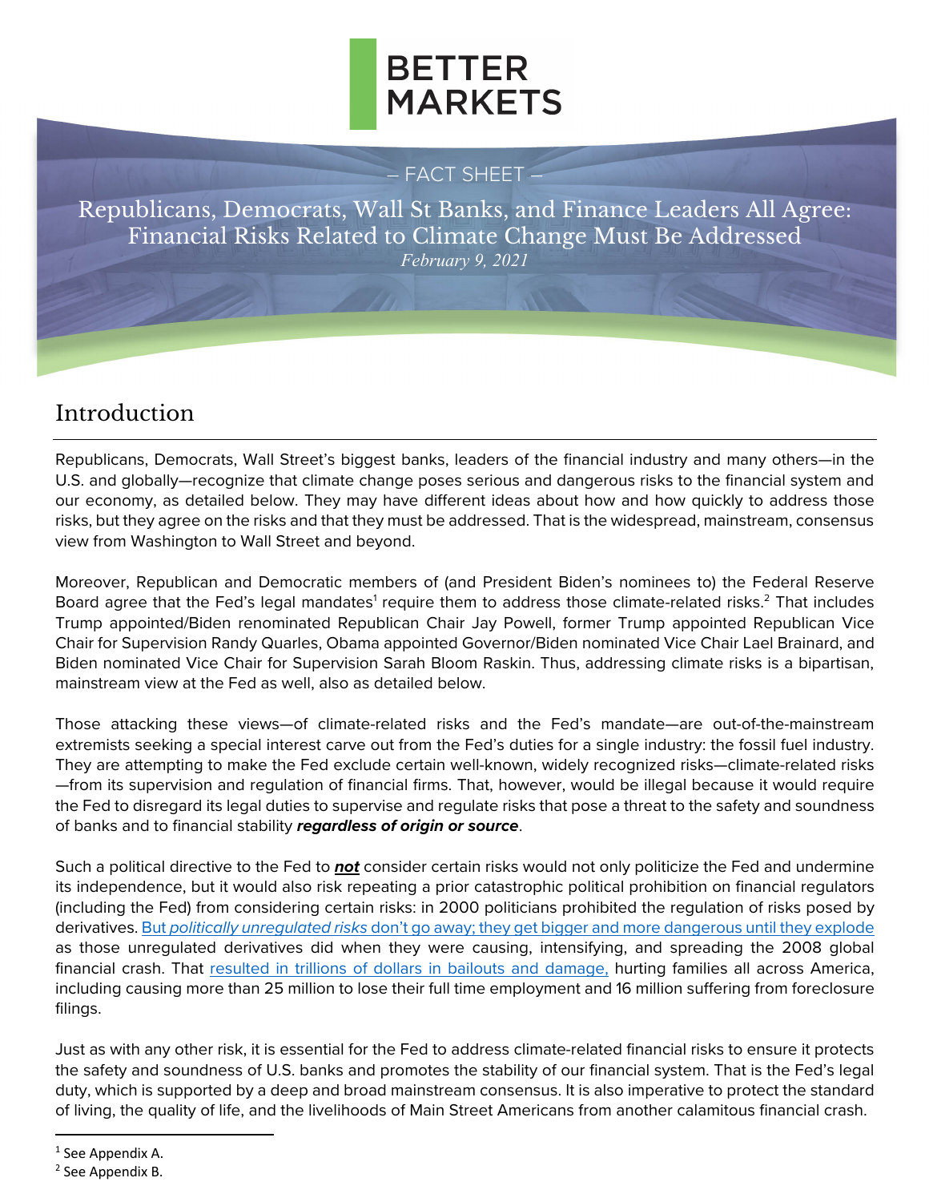BETTER MARKETS

– FACT SHEET –

# Republicans, Democrats, Wall St Banks, and Finance Leaders All Agree: Financial Risks Related to Climate Change Must Be Addressed

*February 9, 2021*

## Introduction

Republicans, Democrats, Wall Street's biggest banks, leaders of the financial industry and many others—in the U.S. and globally—recognize that climate change poses serious and dangerous risks to the financial system and our economy, as detailed below. They may have different ideas about how and how quickly to address those risks, but they agree on the risks and that they must be addressed. That is the widespread, mainstream, consensus view from Washington to Wall Street and beyond.

Moreover, Republican and Democratic members of (and President Biden's nominees to) the Federal Reserve Board agree that the Fed's legal mandates[1] require them to address those climate-related risks.[2] That includes Trump appointed/Biden renominated Republican Chair Jay Powell, former Trump appointed Republican Vice Chair for Supervision Randy Quarles, Obama appointed Governor/Biden nominated Vice Chair Lael Brainard, and Biden nominated Vice Chair for Supervision Sarah Bloom Raskin. Thus, addressing climate risks is a bipartisan, mainstream view at the Fed as well, also as detailed below.

Those attacking these views—of climate-related risks and the Fed's mandate—are out-of-the-mainstream extremists seeking a special interest carve out from the Fed's duties for a single industry: the fossil fuel industry. They are attempting to make the Fed exclude certain well-known, widely recognized risks—climate-related risks—from its supervision and regulation of financial firms. That, however, would be illegal because it would require the Fed to disregard its legal duties to supervise and regulate risks that pose a threat to the safety and soundness of banks and to financial stability ***regardless of origin or source***.

Such a political directive to the Fed to ***not*** consider certain risks would not only politicize the Fed and undermine its independence, but it would also risk repeating a prior catastrophic political prohibition on financial regulators (including the Fed) from considering certain risks: in 2000 politicians prohibited the regulation of risks posed by derivatives. But *politically unregulated risks* don't go away; they get bigger and more dangerous until they explode as those unregulated derivatives did when they were causing, intensifying, and spreading the 2008 global financial crash. That resulted in trillions of dollars in bailouts and damage, hurting families all across America, including causing more than 25 million to lose their full time employment and 16 million suffering from foreclosure filings.

Just as with any other risk, it is essential for the Fed to address climate-related financial risks to ensure it protects the safety and soundness of U.S. banks and promotes the stability of our financial system. That is the Fed's legal duty, which is supported by a deep and broad mainstream consensus. It is also imperative to protect the standard of living, the quality of life, and the livelihoods of Main Street Americans from another calamitous financial crash.

[1] See Appendix A.

[2] See Appendix B.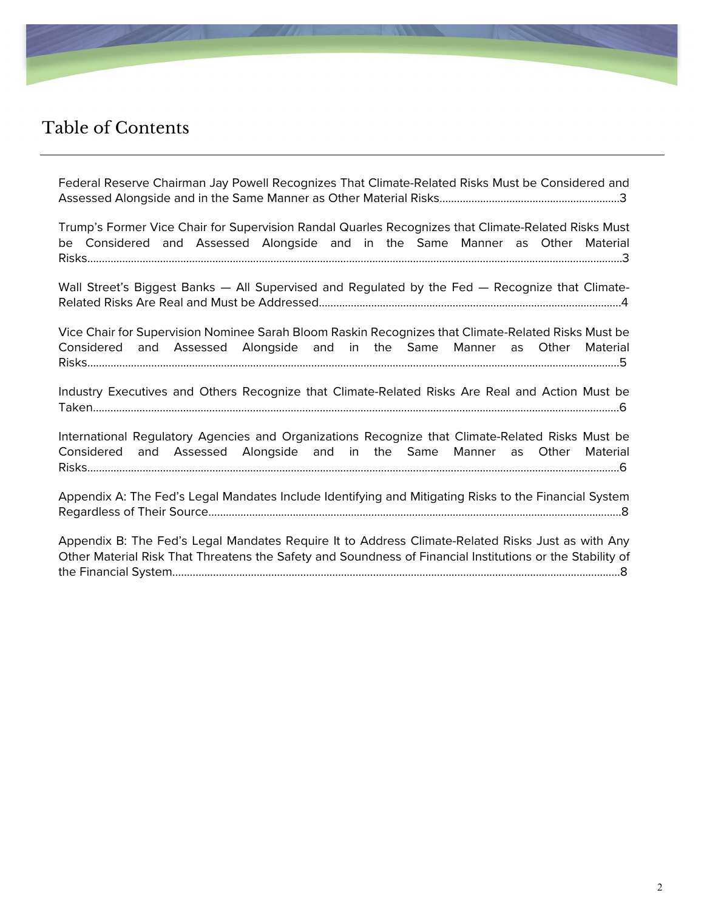# Table of Contents

Federal Reserve Chairman Jay Powell Recognizes That Climate-Related Risks Must be Considered and Assessed Alongside and in the Same Manner as Other Material Risks.............................................................3

Trump's Former Vice Chair for Supervision Randal Quarles Recognizes that Climate-Related Risks Must be Considered and Assessed Alongside and in the Same Manner as Other Material Risks.......................................................................................................................................................................3

Wall Street's Biggest Banks — All Supervised and Regulated by the Fed — Recognize that Climate-Related Risks Are Real and Must be Addressed......................................................................................................4

Vice Chair for Supervision Nominee Sarah Bloom Raskin Recognizes that Climate-Related Risks Must be Considered and Assessed Alongside and in the Same Manner as Other Material Risks.......................................................................................................................................................................5

Industry Executives and Others Recognize that Climate-Related Risks Are Real and Action Must be Taken......................................................................................................................................................................6

International Regulatory Agencies and Organizations Recognize that Climate-Related Risks Must be Considered and Assessed Alongside and in the Same Manner as Other Material Risks.......................................................................................................................................................................6

Appendix A: The Fed's Legal Mandates Include Identifying and Mitigating Risks to the Financial System Regardless of Their Source.............................................................................................................................8

Appendix B: The Fed's Legal Mandates Require It to Address Climate-Related Risks Just as with Any Other Material Risk That Threatens the Safety and Soundness of Financial Institutions or the Stability of the Financial System.........................................................................................................................................8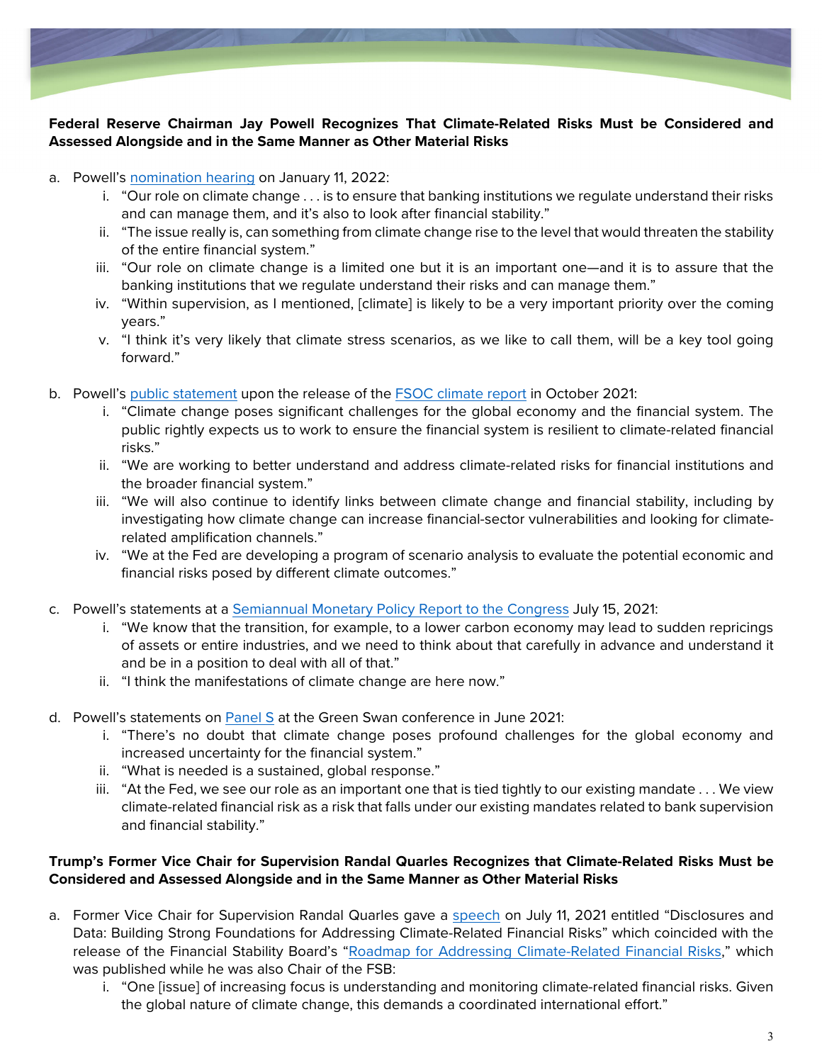**Federal Reserve Chairman Jay Powell Recognizes That Climate-Related Risks Must be Considered and Assessed Alongside and in the Same Manner as Other Material Risks**

a. Powell's nomination hearing on January 11, 2022:
   i. "Our role on climate change . . . is to ensure that banking institutions we regulate understand their risks and can manage them, and it's also to look after financial stability."
   ii. "The issue really is, can something from climate change rise to the level that would threaten the stability of the entire financial system."
   iii. "Our role on climate change is a limited one but it is an important one—and it is to assure that the banking institutions that we regulate understand their risks and can manage them."
   iv. "Within supervision, as I mentioned, [climate] is likely to be a very important priority over the coming years."
   v. "I think it's very likely that climate stress scenarios, as we like to call them, will be a key tool going forward."

b. Powell's public statement upon the release of the FSOC climate report in October 2021:
   i. "Climate change poses significant challenges for the global economy and the financial system. The public rightly expects us to work to ensure the financial system is resilient to climate-related financial risks."
   ii. "We are working to better understand and address climate-related risks for financial institutions and the broader financial system."
   iii. "We will also continue to identify links between climate change and financial stability, including by investigating how climate change can increase financial-sector vulnerabilities and looking for climate-related amplification channels."
   iv. "We at the Fed are developing a program of scenario analysis to evaluate the potential economic and financial risks posed by different climate outcomes."

c. Powell's statements at a Semiannual Monetary Policy Report to the Congress July 15, 2021:
   i. "We know that the transition, for example, to a lower carbon economy may lead to sudden repricings of assets or entire industries, and we need to think about that carefully in advance and understand it and be in a position to deal with all of that."
   ii. "I think the manifestations of climate change are here now."

d. Powell's statements on Panel S at the Green Swan conference in June 2021:
   i. "There's no doubt that climate change poses profound challenges for the global economy and increased uncertainty for the financial system."
   ii. "What is needed is a sustained, global response."
   iii. "At the Fed, we see our role as an important one that is tied tightly to our existing mandate . . . We view climate-related financial risk as a risk that falls under our existing mandates related to bank supervision and financial stability."

**Trump's Former Vice Chair for Supervision Randal Quarles Recognizes that Climate-Related Risks Must be Considered and Assessed Alongside and in the Same Manner as Other Material Risks**

a. Former Vice Chair for Supervision Randal Quarles gave a speech on July 11, 2021 entitled "Disclosures and Data: Building Strong Foundations for Addressing Climate-Related Financial Risks" which coincided with the release of the Financial Stability Board's "Roadmap for Addressing Climate-Related Financial Risks," which was published while he was also Chair of the FSB:
   i. "One [issue] of increasing focus is understanding and monitoring climate-related financial risks. Given the global nature of climate change, this demands a coordinated international effort."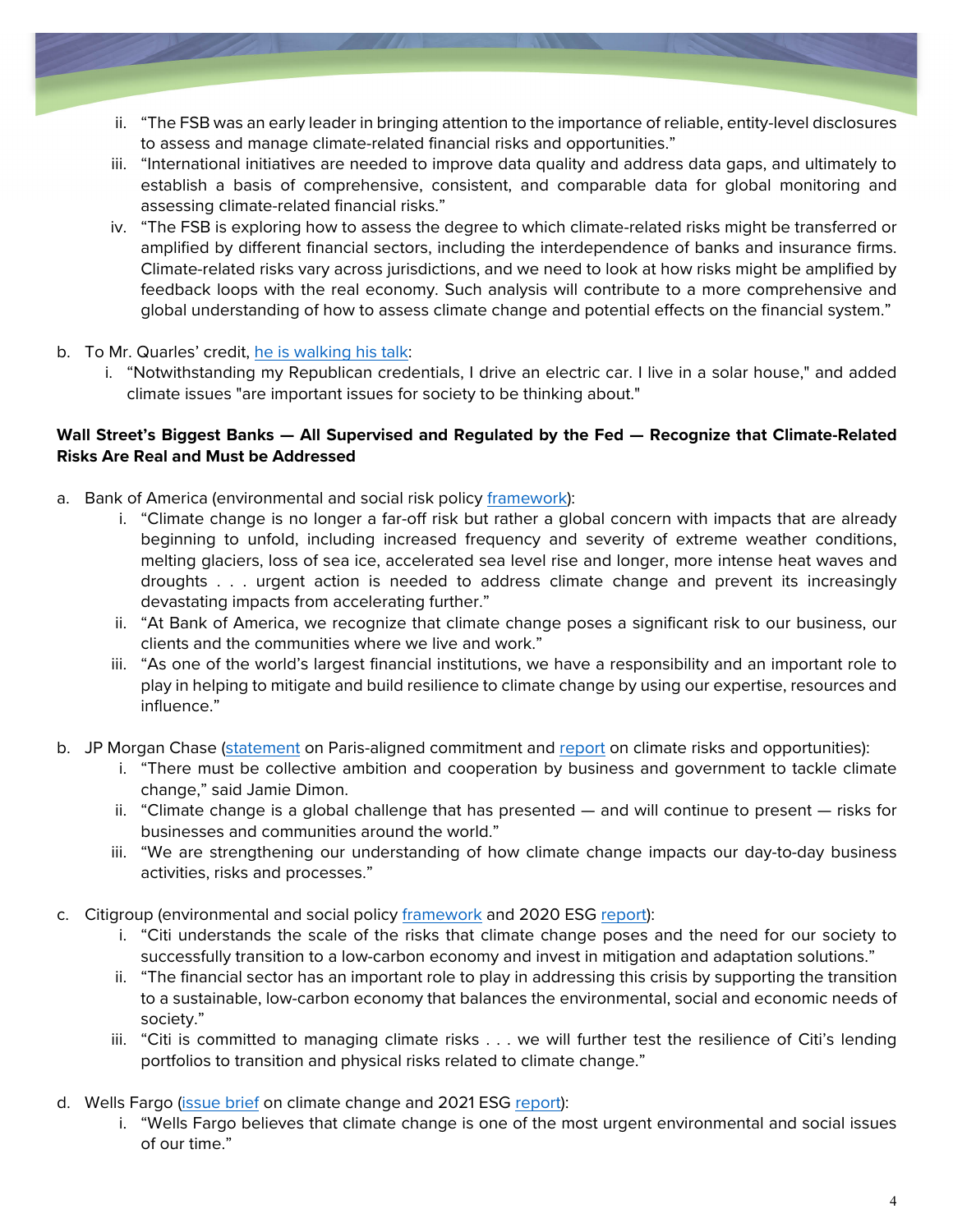ii. "The FSB was an early leader in bringing attention to the importance of reliable, entity-level disclosures to assess and manage climate-related financial risks and opportunities."
   iii. "International initiatives are needed to improve data quality and address data gaps, and ultimately to establish a basis of comprehensive, consistent, and comparable data for global monitoring and assessing climate-related financial risks."
   iv. "The FSB is exploring how to assess the degree to which climate-related risks might be transferred or amplified by different financial sectors, including the interdependence of banks and insurance firms. Climate-related risks vary across jurisdictions, and we need to look at how risks might be amplified by feedback loops with the real economy. Such analysis will contribute to a more comprehensive and global understanding of how to assess climate change and potential effects on the financial system."

b. To Mr. Quarles' credit, he is walking his talk:
   i. "Notwithstanding my Republican credentials, I drive an electric car. I live in a solar house," and added climate issues "are important issues for society to be thinking about."

**Wall Street's Biggest Banks — All Supervised and Regulated by the Fed — Recognize that Climate-Related Risks Are Real and Must be Addressed**

a. Bank of America (environmental and social risk policy framework):
   i. "Climate change is no longer a far-off risk but rather a global concern with impacts that are already beginning to unfold, including increased frequency and severity of extreme weather conditions, melting glaciers, loss of sea ice, accelerated sea level rise and longer, more intense heat waves and droughts . . . urgent action is needed to address climate change and prevent its increasingly devastating impacts from accelerating further."
   ii. "At Bank of America, we recognize that climate change poses a significant risk to our business, our clients and the communities where we live and work."
   iii. "As one of the world's largest financial institutions, we have a responsibility and an important role to play in helping to mitigate and build resilience to climate change by using our expertise, resources and influence."

b. JP Morgan Chase (statement on Paris-aligned commitment and report on climate risks and opportunities):
   i. "There must be collective ambition and cooperation by business and government to tackle climate change," said Jamie Dimon.
   ii. "Climate change is a global challenge that has presented — and will continue to present — risks for businesses and communities around the world."
   iii. "We are strengthening our understanding of how climate change impacts our day-to-day business activities, risks and processes."

c. Citigroup (environmental and social policy framework and 2020 ESG report):
   i. "Citi understands the scale of the risks that climate change poses and the need for our society to successfully transition to a low-carbon economy and invest in mitigation and adaptation solutions."
   ii. "The financial sector has an important role to play in addressing this crisis by supporting the transition to a sustainable, low-carbon economy that balances the environmental, social and economic needs of society."
   iii. "Citi is committed to managing climate risks . . . we will further test the resilience of Citi's lending portfolios to transition and physical risks related to climate change."

d. Wells Fargo (issue brief on climate change and 2021 ESG report):
   i. "Wells Fargo believes that climate change is one of the most urgent environmental and social issues of our time."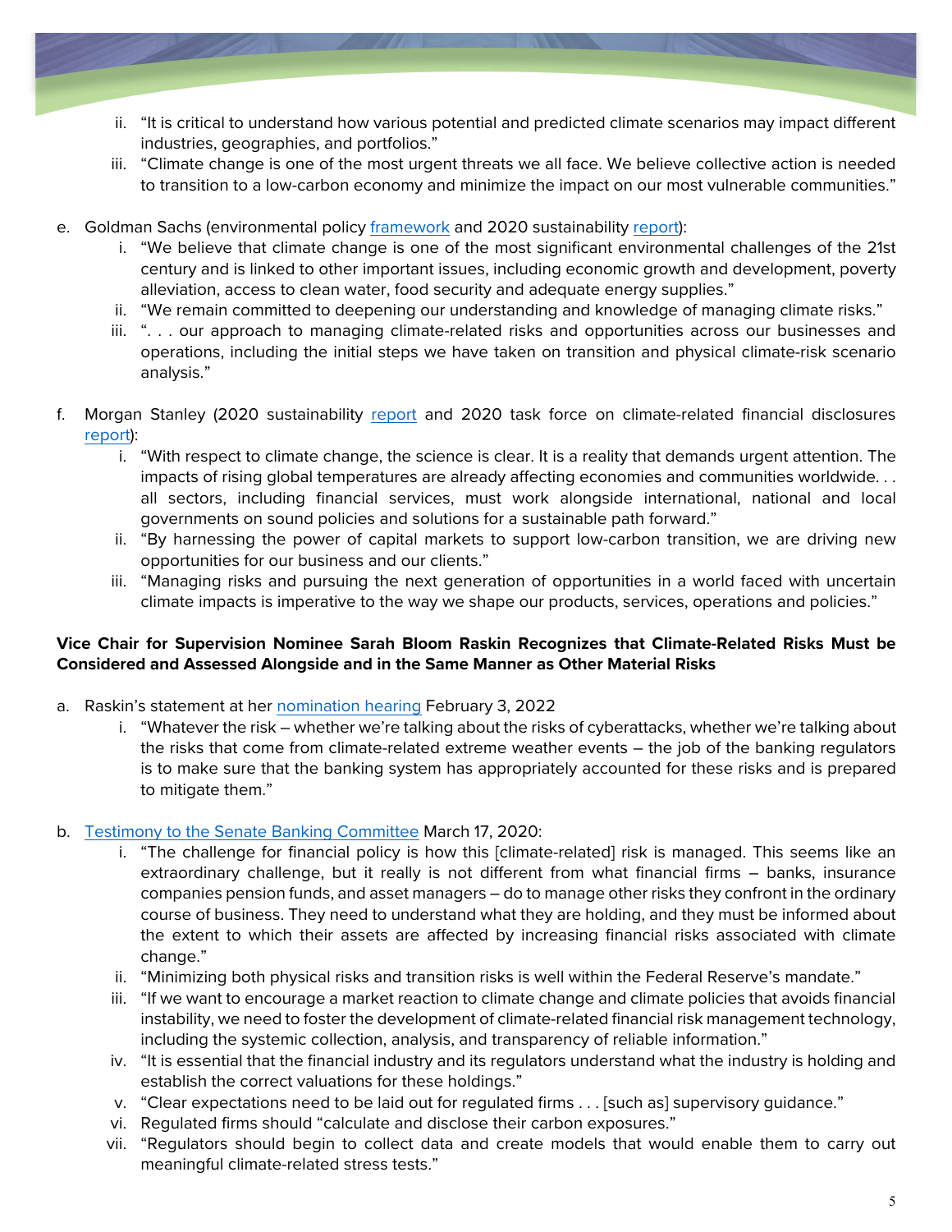ii. "It is critical to understand how various potential and predicted climate scenarios may impact different industries, geographies, and portfolios."
   iii. "Climate change is one of the most urgent threats we all face. We believe collective action is needed to transition to a low-carbon economy and minimize the impact on our most vulnerable communities."

e. Goldman Sachs (environmental policy framework and 2020 sustainability report):
   i. "We believe that climate change is one of the most significant environmental challenges of the 21st century and is linked to other important issues, including economic growth and development, poverty alleviation, access to clean water, food security and adequate energy supplies."
   ii. "We remain committed to deepening our understanding and knowledge of managing climate risks."
   iii. ". . . our approach to managing climate-related risks and opportunities across our businesses and operations, including the initial steps we have taken on transition and physical climate-risk scenario analysis."

f. Morgan Stanley (2020 sustainability report and 2020 task force on climate-related financial disclosures report):
   i. "With respect to climate change, the science is clear. It is a reality that demands urgent attention. The impacts of rising global temperatures are already affecting economies and communities worldwide. . . all sectors, including financial services, must work alongside international, national and local governments on sound policies and solutions for a sustainable path forward."
   ii. "By harnessing the power of capital markets to support low-carbon transition, we are driving new opportunities for our business and our clients."
   iii. "Managing risks and pursuing the next generation of opportunities in a world faced with uncertain climate impacts is imperative to the way we shape our products, services, operations and policies."

**Vice Chair for Supervision Nominee Sarah Bloom Raskin Recognizes that Climate-Related Risks Must be Considered and Assessed Alongside and in the Same Manner as Other Material Risks**

a. Raskin's statement at her nomination hearing February 3, 2022
   i. "Whatever the risk – whether we're talking about the risks of cyberattacks, whether we're talking about the risks that come from climate-related extreme weather events – the job of the banking regulators is to make sure that the banking system has appropriately accounted for these risks and is prepared to mitigate them."

b. Testimony to the Senate Banking Committee March 17, 2020:
   i. "The challenge for financial policy is how this [climate-related] risk is managed. This seems like an extraordinary challenge, but it really is not different from what financial firms – banks, insurance companies pension funds, and asset managers – do to manage other risks they confront in the ordinary course of business. They need to understand what they are holding, and they must be informed about the extent to which their assets are affected by increasing financial risks associated with climate change."
   ii. "Minimizing both physical risks and transition risks is well within the Federal Reserve's mandate."
   iii. "If we want to encourage a market reaction to climate change and climate policies that avoids financial instability, we need to foster the development of climate-related financial risk management technology, including the systemic collection, analysis, and transparency of reliable information."
   iv. "It is essential that the financial industry and its regulators understand what the industry is holding and establish the correct valuations for these holdings."
   v. "Clear expectations need to be laid out for regulated firms . . . [such as] supervisory guidance."
   vi. Regulated firms should "calculate and disclose their carbon exposures."
   vii. "Regulators should begin to collect data and create models that would enable them to carry out meaningful climate-related stress tests."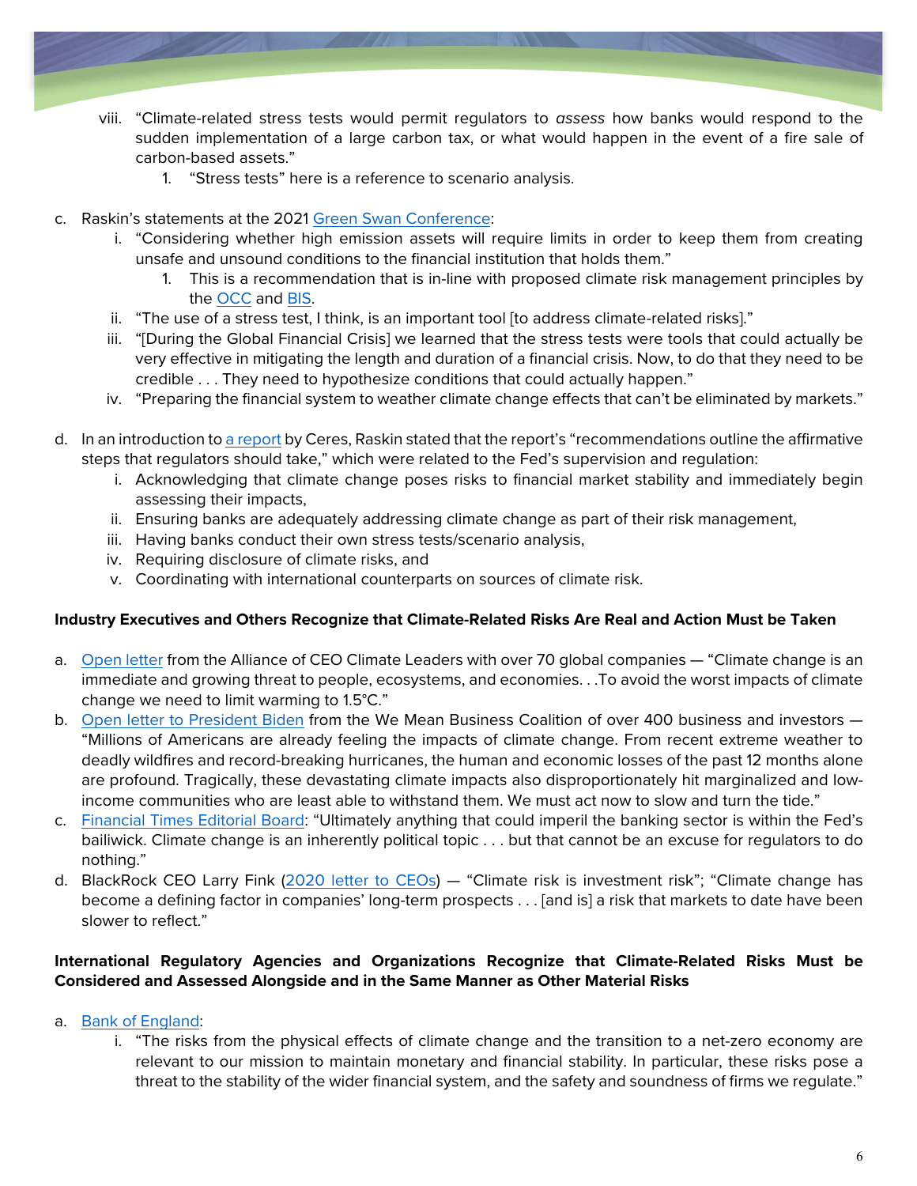viii. "Climate-related stress tests would permit regulators to *assess* how banks would respond to the sudden implementation of a large carbon tax, or what would happen in the event of a fire sale of carbon-based assets."
   1. "Stress tests" here is a reference to scenario analysis.

c. Raskin's statements at the 2021 Green Swan Conference:
   i. "Considering whether high emission assets will require limits in order to keep them from creating unsafe and unsound conditions to the financial institution that holds them."
      1. This is a recommendation that is in-line with proposed climate risk management principles by the OCC and BIS.
   ii. "The use of a stress test, I think, is an important tool [to address climate-related risks]."
   iii. "[During the Global Financial Crisis] we learned that the stress tests were tools that could actually be very effective in mitigating the length and duration of a financial crisis. Now, to do that they need to be credible . . . They need to hypothesize conditions that could actually happen."
   iv. "Preparing the financial system to weather climate change effects that can't be eliminated by markets."

d. In an introduction to a report by Ceres, Raskin stated that the report's "recommendations outline the affirmative steps that regulators should take," which were related to the Fed's supervision and regulation:
   i. Acknowledging that climate change poses risks to financial market stability and immediately begin assessing their impacts,
   ii. Ensuring banks are adequately addressing climate change as part of their risk management,
   iii. Having banks conduct their own stress tests/scenario analysis,
   iv. Requiring disclosure of climate risks, and
   v. Coordinating with international counterparts on sources of climate risk.

**Industry Executives and Others Recognize that Climate-Related Risks Are Real and Action Must be Taken**

a. Open letter from the Alliance of CEO Climate Leaders with over 70 global companies — "Climate change is an immediate and growing threat to people, ecosystems, and economies. . .To avoid the worst impacts of climate change we need to limit warming to 1.5°C."
b. Open letter to President Biden from the We Mean Business Coalition of over 400 business and investors — "Millions of Americans are already feeling the impacts of climate change. From recent extreme weather to deadly wildfires and record-breaking hurricanes, the human and economic losses of the past 12 months alone are profound. Tragically, these devastating climate impacts also disproportionately hit marginalized and low-income communities who are least able to withstand them. We must act now to slow and turn the tide."
c. Financial Times Editorial Board: "Ultimately anything that could imperil the banking sector is within the Fed's bailiwick. Climate change is an inherently political topic . . . but that cannot be an excuse for regulators to do nothing."
d. BlackRock CEO Larry Fink (2020 letter to CEOs) — "Climate risk is investment risk"; "Climate change has become a defining factor in companies' long-term prospects . . . [and is] a risk that markets to date have been slower to reflect."

**International Regulatory Agencies and Organizations Recognize that Climate-Related Risks Must be Considered and Assessed Alongside and in the Same Manner as Other Material Risks**

a. Bank of England:
   i. "The risks from the physical effects of climate change and the transition to a net-zero economy are relevant to our mission to maintain monetary and financial stability. In particular, these risks pose a threat to the stability of the wider financial system, and the safety and soundness of firms we regulate."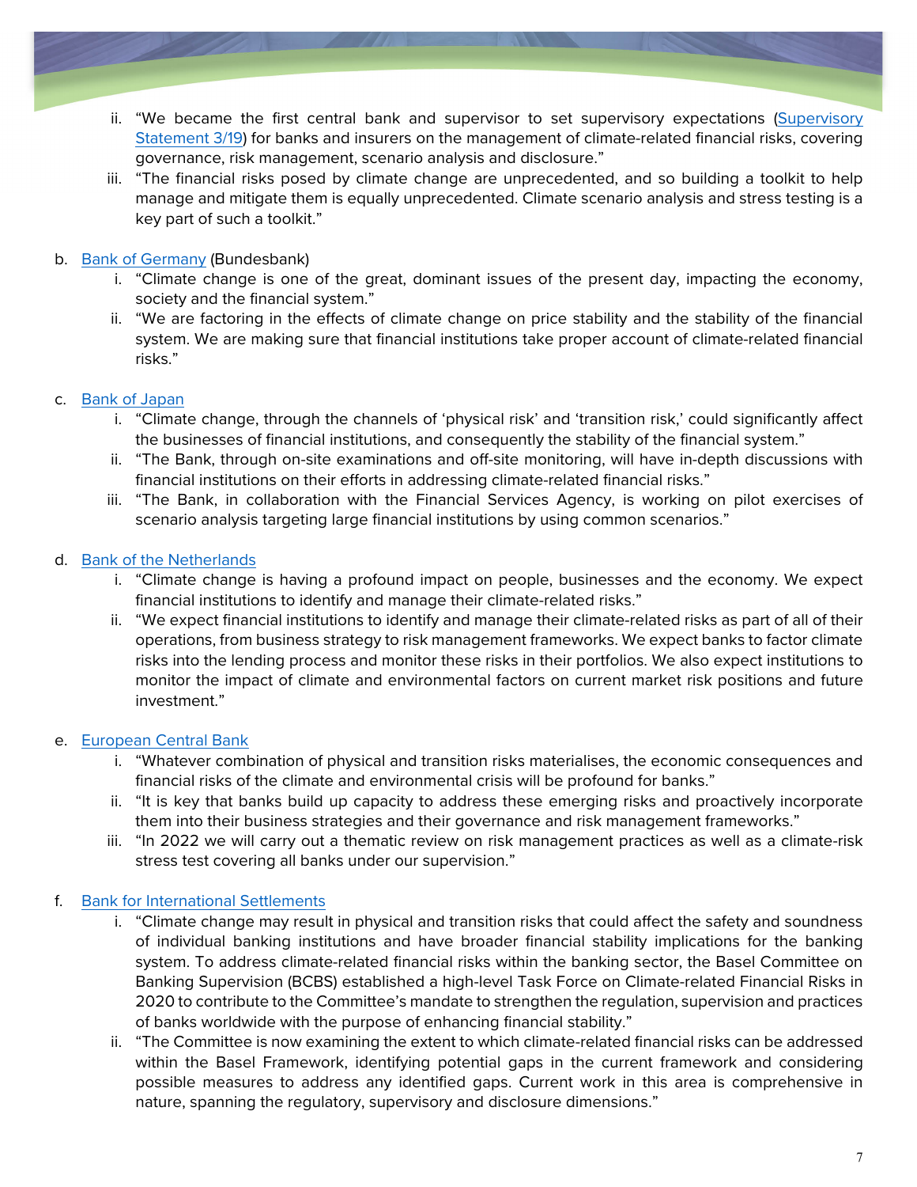ii. "We became the first central bank and supervisor to set supervisory expectations (Supervisory Statement 3/19) for banks and insurers on the management of climate-related financial risks, covering governance, risk management, scenario analysis and disclosure."
   iii. "The financial risks posed by climate change are unprecedented, and so building a toolkit to help manage and mitigate them is equally unprecedented. Climate scenario analysis and stress testing is a key part of such a toolkit."

b. Bank of Germany (Bundesbank)
   i. "Climate change is one of the great, dominant issues of the present day, impacting the economy, society and the financial system."
   ii. "We are factoring in the effects of climate change on price stability and the stability of the financial system. We are making sure that financial institutions take proper account of climate-related financial risks."

c. Bank of Japan
   i. "Climate change, through the channels of 'physical risk' and 'transition risk,' could significantly affect the businesses of financial institutions, and consequently the stability of the financial system."
   ii. "The Bank, through on-site examinations and off-site monitoring, will have in-depth discussions with financial institutions on their efforts in addressing climate-related financial risks."
   iii. "The Bank, in collaboration with the Financial Services Agency, is working on pilot exercises of scenario analysis targeting large financial institutions by using common scenarios."

d. Bank of the Netherlands
   i. "Climate change is having a profound impact on people, businesses and the economy. We expect financial institutions to identify and manage their climate-related risks."
   ii. "We expect financial institutions to identify and manage their climate-related risks as part of all of their operations, from business strategy to risk management frameworks. We expect banks to factor climate risks into the lending process and monitor these risks in their portfolios. We also expect institutions to monitor the impact of climate and environmental factors on current market risk positions and future investment."

e. European Central Bank
   i. "Whatever combination of physical and transition risks materialises, the economic consequences and financial risks of the climate and environmental crisis will be profound for banks."
   ii. "It is key that banks build up capacity to address these emerging risks and proactively incorporate them into their business strategies and their governance and risk management frameworks."
   iii. "In 2022 we will carry out a thematic review on risk management practices as well as a climate-risk stress test covering all banks under our supervision."

f. Bank for International Settlements
   i. "Climate change may result in physical and transition risks that could affect the safety and soundness of individual banking institutions and have broader financial stability implications for the banking system. To address climate-related financial risks within the banking sector, the Basel Committee on Banking Supervision (BCBS) established a high-level Task Force on Climate-related Financial Risks in 2020 to contribute to the Committee's mandate to strengthen the regulation, supervision and practices of banks worldwide with the purpose of enhancing financial stability."
   ii. "The Committee is now examining the extent to which climate-related financial risks can be addressed within the Basel Framework, identifying potential gaps in the current framework and considering possible measures to address any identified gaps. Current work in this area is comprehensive in nature, spanning the regulatory, supervisory and disclosure dimensions."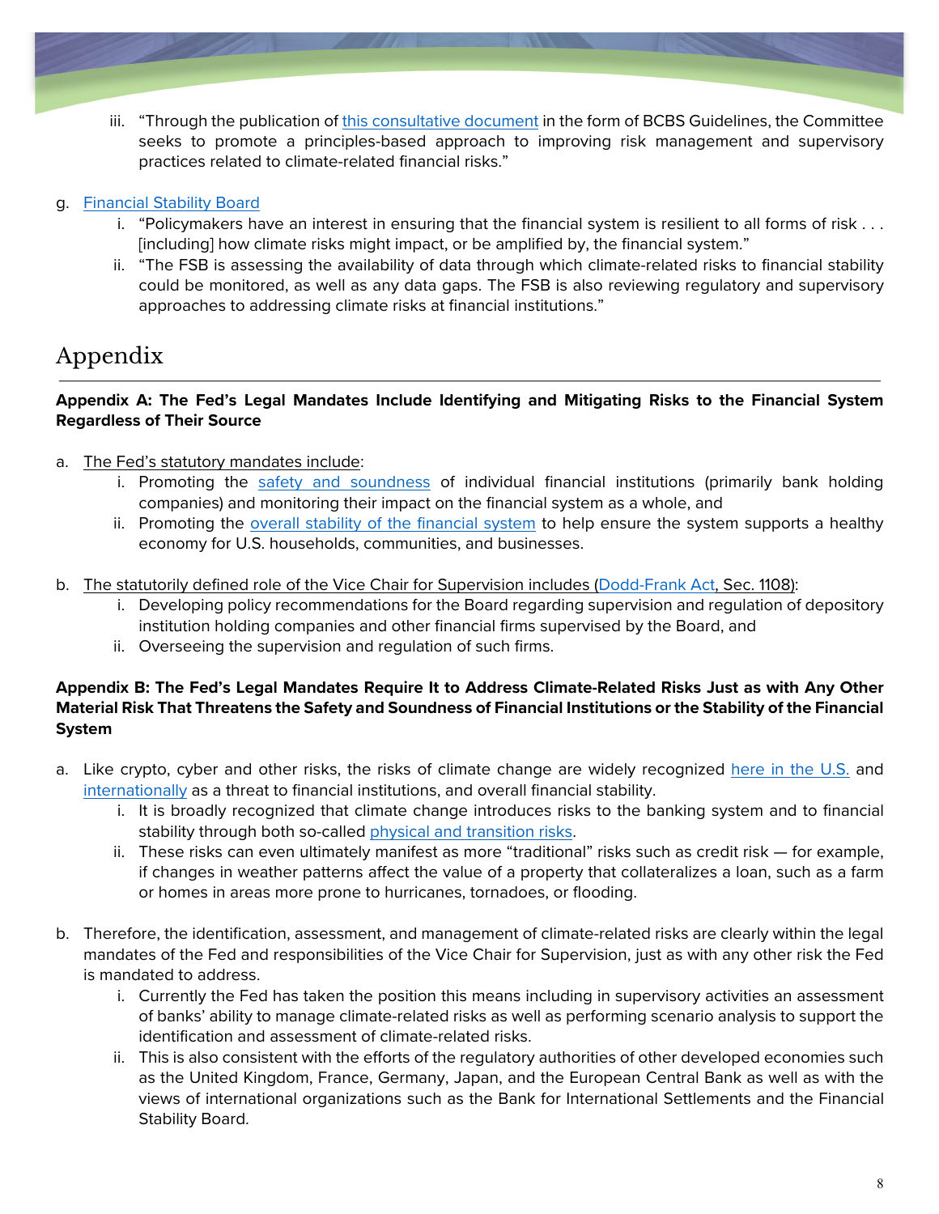iii. "Through the publication of this consultative document in the form of BCBS Guidelines, the Committee seeks to promote a principles-based approach to improving risk management and supervisory practices related to climate-related financial risks."

g. Financial Stability Board
   i. "Policymakers have an interest in ensuring that the financial system is resilient to all forms of risk . . . [including] how climate risks might impact, or be amplified by, the financial system."
   ii. "The FSB is assessing the availability of data through which climate-related risks to financial stability could be monitored, as well as any data gaps. The FSB is also reviewing regulatory and supervisory approaches to addressing climate risks at financial institutions."

# Appendix

**Appendix A: The Fed's Legal Mandates Include Identifying and Mitigating Risks to the Financial System Regardless of Their Source**

a. The Fed's statutory mandates include:
   i. Promoting the safety and soundness of individual financial institutions (primarily bank holding companies) and monitoring their impact on the financial system as a whole, and
   ii. Promoting the overall stability of the financial system to help ensure the system supports a healthy economy for U.S. households, communities, and businesses.

b. The statutorily defined role of the Vice Chair for Supervision includes (Dodd-Frank Act, Sec. 1108):
   i. Developing policy recommendations for the Board regarding supervision and regulation of depository institution holding companies and other financial firms supervised by the Board, and
   ii. Overseeing the supervision and regulation of such firms.

**Appendix B: The Fed's Legal Mandates Require It to Address Climate-Related Risks Just as with Any Other Material Risk That Threatens the Safety and Soundness of Financial Institutions or the Stability of the Financial System**

a. Like crypto, cyber and other risks, the risks of climate change are widely recognized here in the U.S. and internationally as a threat to financial institutions, and overall financial stability.
   i. It is broadly recognized that climate change introduces risks to the banking system and to financial stability through both so-called physical and transition risks.
   ii. These risks can even ultimately manifest as more "traditional" risks such as credit risk — for example, if changes in weather patterns affect the value of a property that collateralizes a loan, such as a farm or homes in areas more prone to hurricanes, tornadoes, or flooding.

b. Therefore, the identification, assessment, and management of climate-related risks are clearly within the legal mandates of the Fed and responsibilities of the Vice Chair for Supervision, just as with any other risk the Fed is mandated to address.
   i. Currently the Fed has taken the position this means including in supervisory activities an assessment of banks' ability to manage climate-related risks as well as performing scenario analysis to support the identification and assessment of climate-related risks.
   ii. This is also consistent with the efforts of the regulatory authorities of other developed economies such as the United Kingdom, France, Germany, Japan, and the European Central Bank as well as with the views of international organizations such as the Bank for International Settlements and the Financial Stability Board.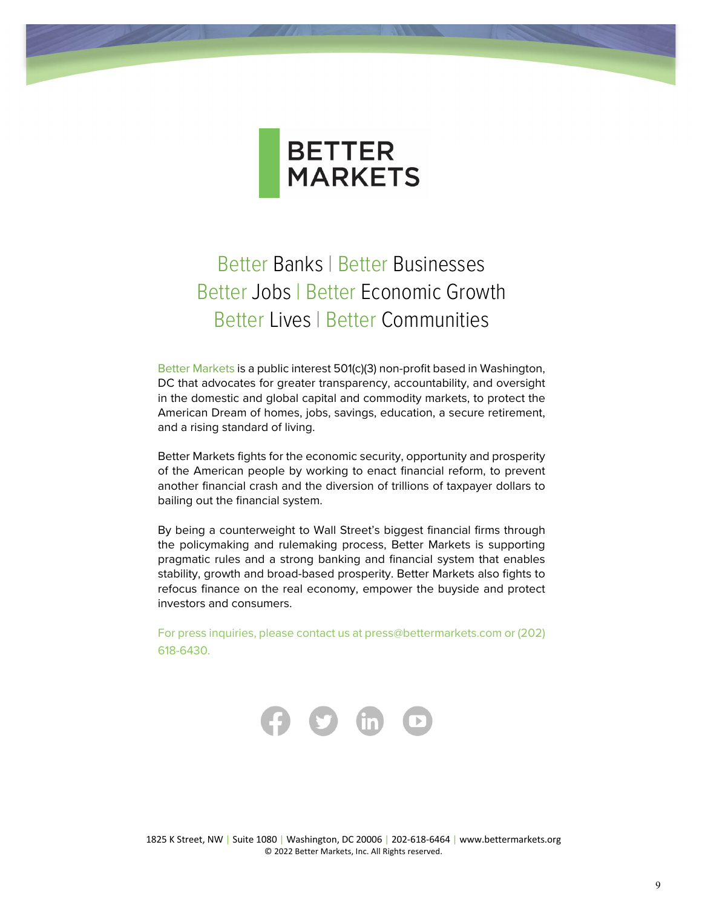# BETTER MARKETS

Better Banks | Better Businesses
Better Jobs | Better Economic Growth
Better Lives | Better Communities

Better Markets is a public interest 501(c)(3) non-profit based in Washington, DC that advocates for greater transparency, accountability, and oversight in the domestic and global capital and commodity markets, to protect the American Dream of homes, jobs, savings, education, a secure retirement, and a rising standard of living.

Better Markets fights for the economic security, opportunity and prosperity of the American people by working to enact financial reform, to prevent another financial crash and the diversion of trillions of taxpayer dollars to bailing out the financial system.

By being a counterweight to Wall Street's biggest financial firms through the policymaking and rulemaking process, Better Markets is supporting pragmatic rules and a strong banking and financial system that enables stability, growth and broad-based prosperity. Better Markets also fights to refocus finance on the real economy, empower the buyside and protect investors and consumers.

For press inquiries, please contact us at press@bettermarkets.com or (202) 618-6430.

1825 K Street, NW | Suite 1080 | Washington, DC 20006 | 202-618-6464 | www.bettermarkets.org
© 2022 Better Markets, Inc. All Rights reserved.